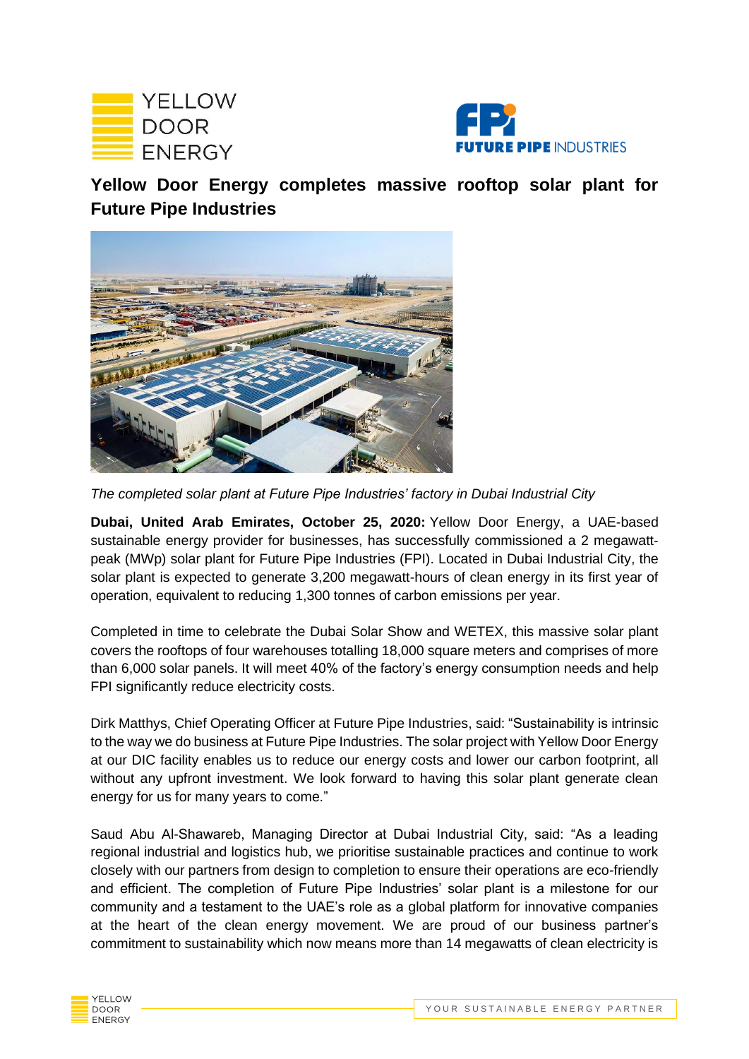# Yellow Door Energy completes massive rooftop solar plant for Future Pipe Industries

*The completed solar plant at Future Pipe Industries' factory in Dubai Industrial City*

**Dubai, United Arab Emirates, October 25, 2020:** Yellow Door Energy, a UAE-based sustainable energy provider for businesses, has successfully commissioned a 2 megawatt-peak (MWp) solar plant for Future Pipe Industries (FPI). Located in Dubai Industrial City, the solar plant is expected to generate 3,200 megawatt-hours of clean energy in its first year of operation, equivalent to reducing 1,300 tonnes of carbon emissions per year.

Completed in time to celebrate the Dubai Solar Show and WETEX, this massive solar plant covers the rooftops of four warehouses totalling 18,000 square meters and comprises of more than 6,000 solar panels. It will meet 40% of the factory's energy consumption needs and help FPI significantly reduce electricity costs.

Dirk Matthys, Chief Operating Officer at Future Pipe Industries, said: "Sustainability is intrinsic to the way we do business at Future Pipe Industries. The solar project with Yellow Door Energy at our DIC facility enables us to reduce our energy costs and lower our carbon footprint, all without any upfront investment. We look forward to having this solar plant generate clean energy for us for many years to come."

Saud Abu Al-Shawareb, Managing Director at Dubai Industrial City, said: "As a leading regional industrial and logistics hub, we prioritise sustainable practices and continue to work closely with our partners from design to completion to ensure their operations are eco-friendly and efficient. The completion of Future Pipe Industries' solar plant is a milestone for our community and a testament to the UAE's role as a global platform for innovative companies at the heart of the clean energy movement. We are proud of our business partner's commitment to sustainability which now means more than 14 megawatts of clean electricity is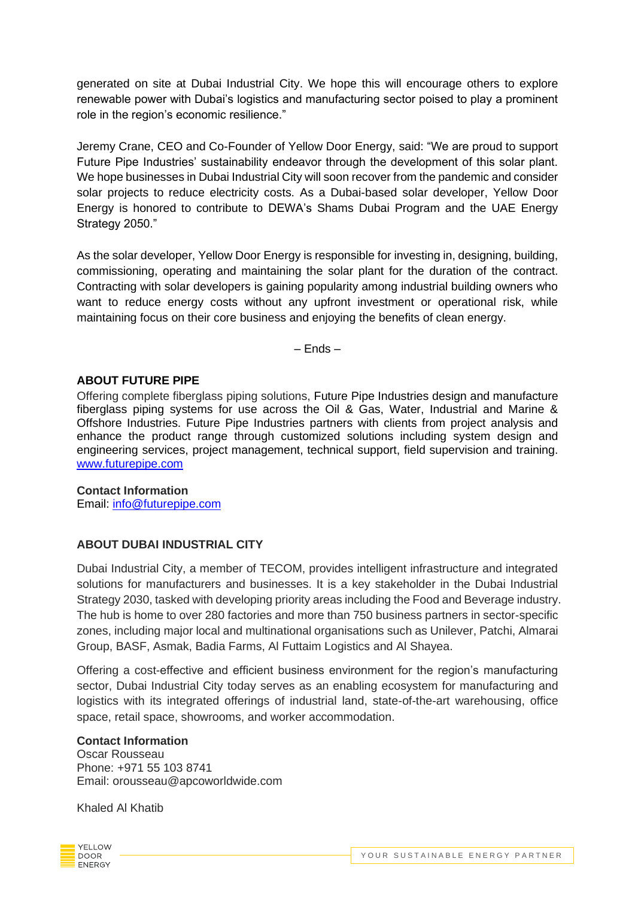generated on site at Dubai Industrial City. We hope this will encourage others to explore renewable power with Dubai's logistics and manufacturing sector poised to play a prominent role in the region's economic resilience."

Jeremy Crane, CEO and Co-Founder of Yellow Door Energy, said: "We are proud to support Future Pipe Industries' sustainability endeavor through the development of this solar plant. We hope businesses in Dubai Industrial City will soon recover from the pandemic and consider solar projects to reduce electricity costs. As a Dubai-based solar developer, Yellow Door Energy is honored to contribute to DEWA's Shams Dubai Program and the UAE Energy Strategy 2050."

As the solar developer, Yellow Door Energy is responsible for investing in, designing, building, commissioning, operating and maintaining the solar plant for the duration of the contract. Contracting with solar developers is gaining popularity among industrial building owners who want to reduce energy costs without any upfront investment or operational risk, while maintaining focus on their core business and enjoying the benefits of clean energy.

– Ends –

**ABOUT FUTURE PIPE**

Offering complete fiberglass piping solutions, Future Pipe Industries design and manufacture fiberglass piping systems for use across the Oil & Gas, Water, Industrial and Marine & Offshore Industries. Future Pipe Industries partners with clients from project analysis and enhance the product range through customized solutions including system design and engineering services, project management, technical support, field supervision and training. [www.futurepipe.com](http://www.futurepipe.com)

**Contact Information**
Email: [info@futurepipe.com](mailto:info@futurepipe.com)

**ABOUT DUBAI INDUSTRIAL CITY**

Dubai Industrial City, a member of TECOM, provides intelligent infrastructure and integrated solutions for manufacturers and businesses. It is a key stakeholder in the Dubai Industrial Strategy 2030, tasked with developing priority areas including the Food and Beverage industry. The hub is home to over 280 factories and more than 750 business partners in sector-specific zones, including major local and multinational organisations such as Unilever, Patchi, Almarai Group, BASF, Asmak, Badia Farms, Al Futtaim Logistics and Al Shayea.

Offering a cost-effective and efficient business environment for the region's manufacturing sector, Dubai Industrial City today serves as an enabling ecosystem for manufacturing and logistics with its integrated offerings of industrial land, state-of-the-art warehousing, office space, retail space, showrooms, and worker accommodation.

**Contact Information**
Oscar Rousseau
Phone: +971 55 103 8741
Email: orousseau@apcoworldwide.com

Khaled Al Khatib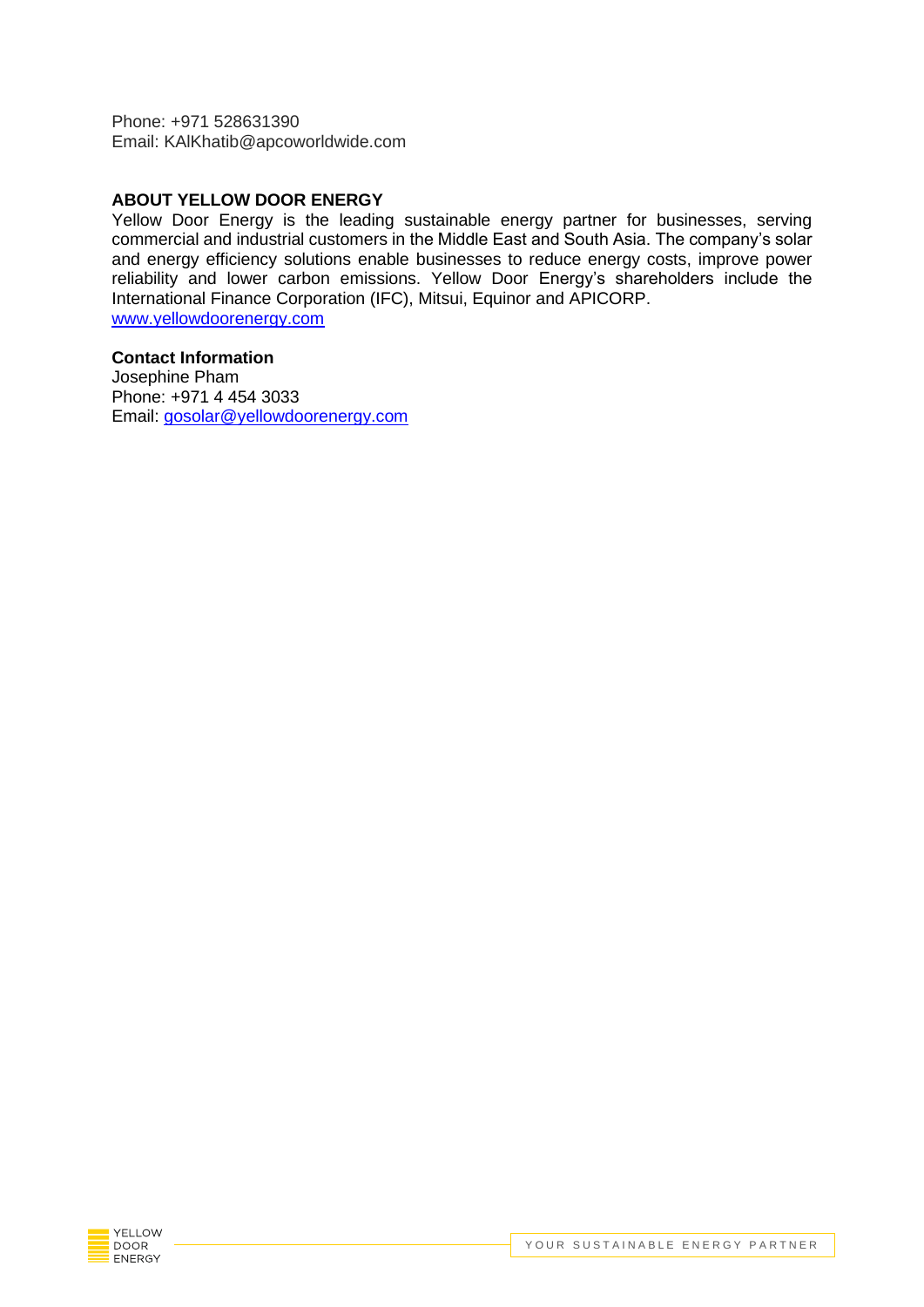Phone: +971 528631390
Email: KAlKhatib@apcoworldwide.com

**ABOUT YELLOW DOOR ENERGY**

Yellow Door Energy is the leading sustainable energy partner for businesses, serving commercial and industrial customers in the Middle East and South Asia. The company's solar and energy efficiency solutions enable businesses to reduce energy costs, improve power reliability and lower carbon emissions. Yellow Door Energy's shareholders include the International Finance Corporation (IFC), Mitsui, Equinor and APICORP.
[www.yellowdoorenergy.com](http://www.yellowdoorenergy.com)

**Contact Information**
Josephine Pham
Phone: +971 4 454 3033
Email: [gosolar@yellowdoorenergy.com](mailto:gosolar@yellowdoorenergy.com)